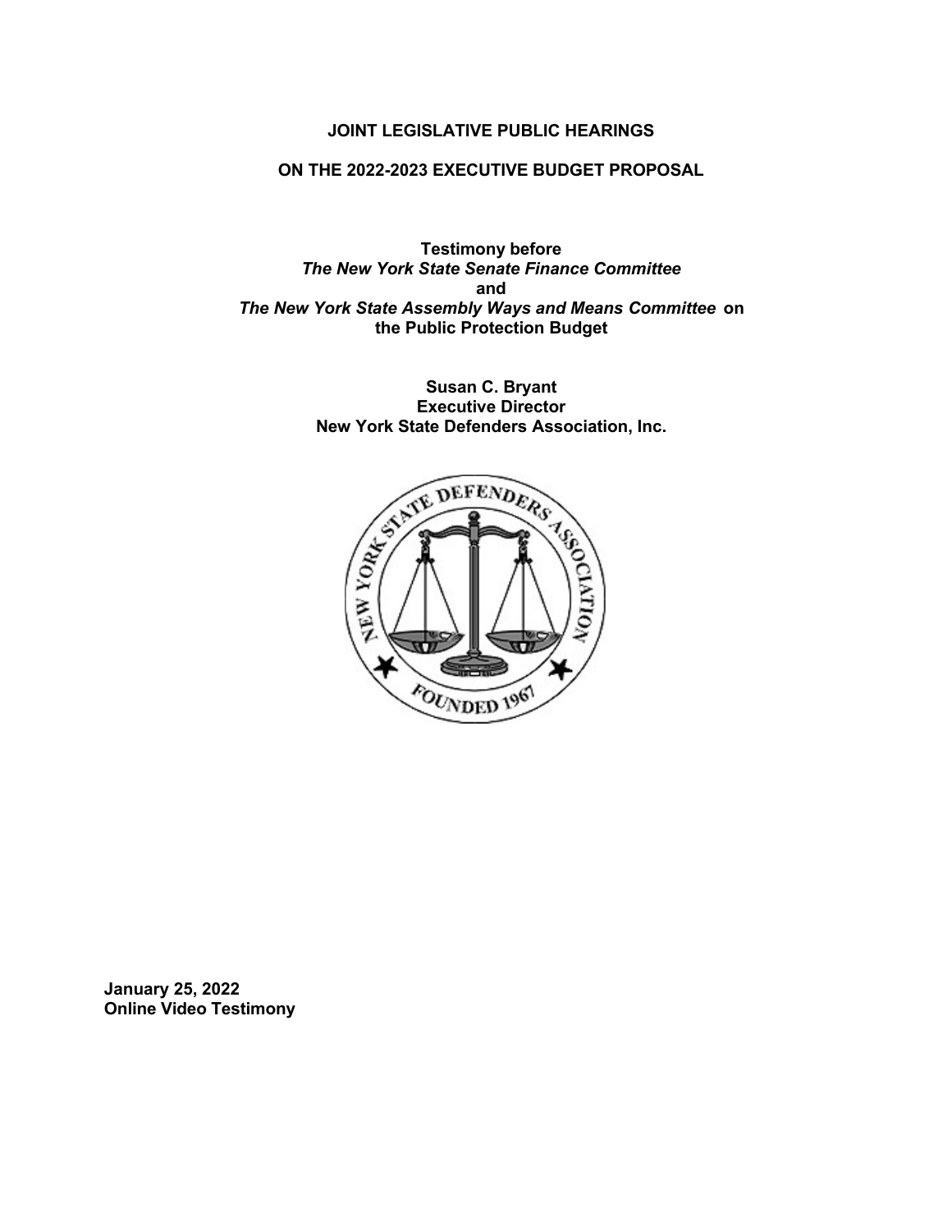**JOINT LEGISLATIVE PUBLIC HEARINGS**

**ON THE 2022-2023 EXECUTIVE BUDGET PROPOSAL**

**Testimony before**
***The New York State Senate Finance Committee***
**and**
***The New York State Assembly Ways and Means Committee* on the Public Protection Budget**

**Susan C. Bryant**
**Executive Director**
**New York State Defenders Association, Inc.**

**January 25, 2022**
**Online Video Testimony**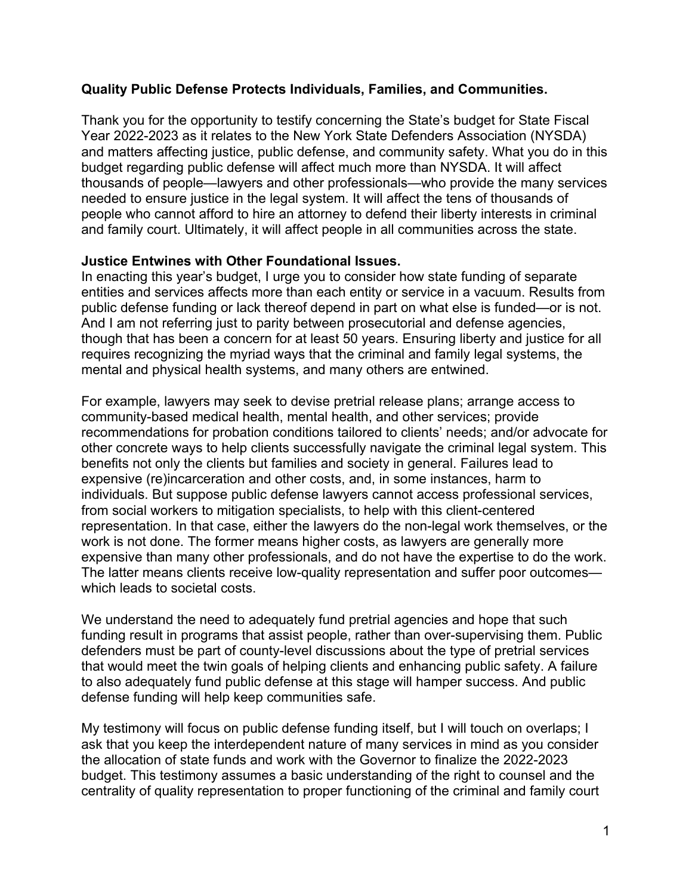**Quality Public Defense Protects Individuals, Families, and Communities.**

Thank you for the opportunity to testify concerning the State's budget for State Fiscal Year 2022-2023 as it relates to the New York State Defenders Association (NYSDA) and matters affecting justice, public defense, and community safety. What you do in this budget regarding public defense will affect much more than NYSDA. It will affect thousands of people—lawyers and other professionals—who provide the many services needed to ensure justice in the legal system. It will affect the tens of thousands of people who cannot afford to hire an attorney to defend their liberty interests in criminal and family court. Ultimately, it will affect people in all communities across the state.

**Justice Entwines with Other Foundational Issues.**

In enacting this year's budget, I urge you to consider how state funding of separate entities and services affects more than each entity or service in a vacuum. Results from public defense funding or lack thereof depend in part on what else is funded—or is not. And I am not referring just to parity between prosecutorial and defense agencies, though that has been a concern for at least 50 years. Ensuring liberty and justice for all requires recognizing the myriad ways that the criminal and family legal systems, the mental and physical health systems, and many others are entwined.

For example, lawyers may seek to devise pretrial release plans; arrange access to community-based medical health, mental health, and other services; provide recommendations for probation conditions tailored to clients' needs; and/or advocate for other concrete ways to help clients successfully navigate the criminal legal system. This benefits not only the clients but families and society in general. Failures lead to expensive (re)incarceration and other costs, and, in some instances, harm to individuals. But suppose public defense lawyers cannot access professional services, from social workers to mitigation specialists, to help with this client-centered representation. In that case, either the lawyers do the non-legal work themselves, or the work is not done. The former means higher costs, as lawyers are generally more expensive than many other professionals, and do not have the expertise to do the work. The latter means clients receive low-quality representation and suffer poor outcomes—which leads to societal costs.

We understand the need to adequately fund pretrial agencies and hope that such funding result in programs that assist people, rather than over-supervising them. Public defenders must be part of county-level discussions about the type of pretrial services that would meet the twin goals of helping clients and enhancing public safety. A failure to also adequately fund public defense at this stage will hamper success. And public defense funding will help keep communities safe.

My testimony will focus on public defense funding itself, but I will touch on overlaps; I ask that you keep the interdependent nature of many services in mind as you consider the allocation of state funds and work with the Governor to finalize the 2022-2023 budget. This testimony assumes a basic understanding of the right to counsel and the centrality of quality representation to proper functioning of the criminal and family court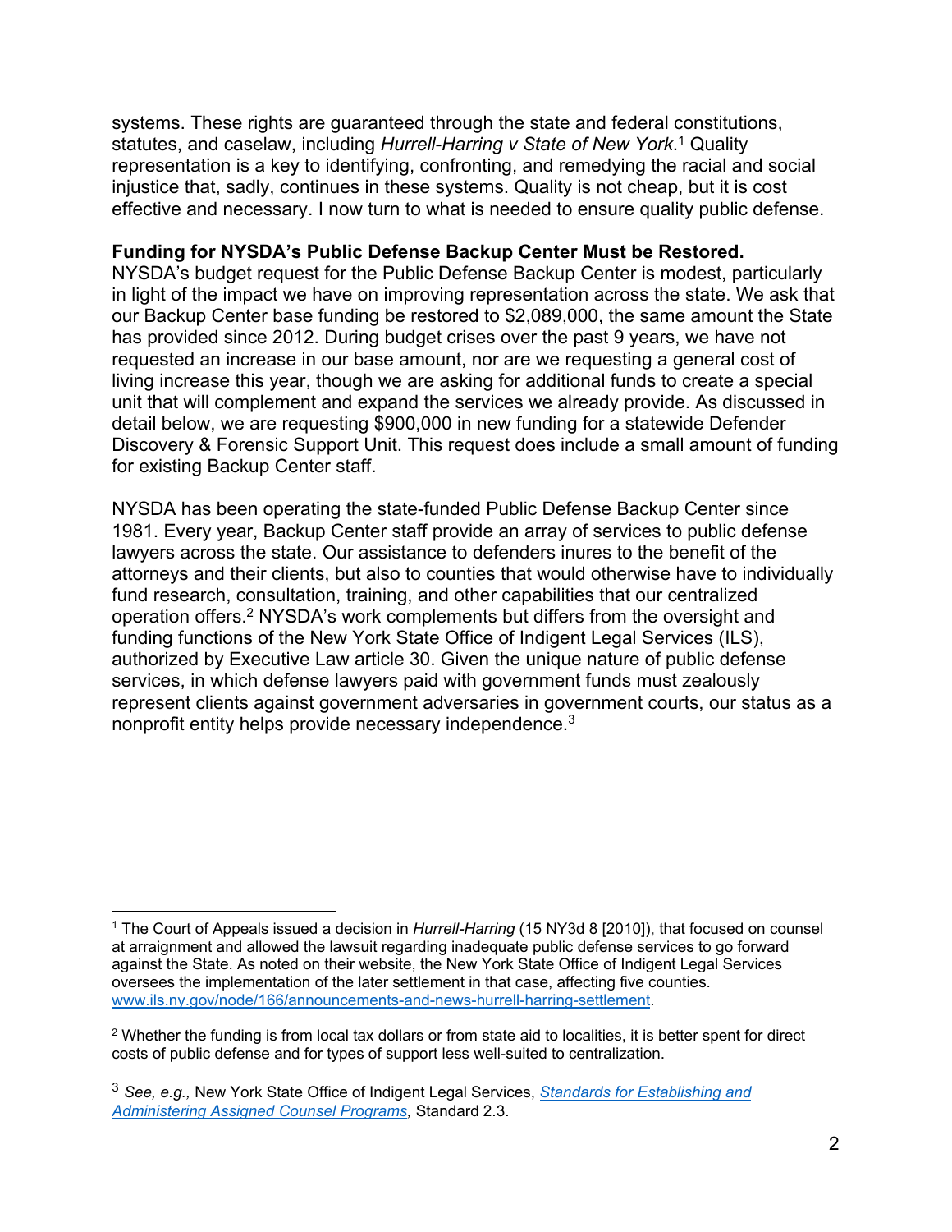systems. These rights are guaranteed through the state and federal constitutions, statutes, and caselaw, including *Hurrell-Harring v State of New York*.[1] Quality representation is a key to identifying, confronting, and remedying the racial and social injustice that, sadly, continues in these systems. Quality is not cheap, but it is cost effective and necessary. I now turn to what is needed to ensure quality public defense.

**Funding for NYSDA's Public Defense Backup Center Must be Restored.**
NYSDA's budget request for the Public Defense Backup Center is modest, particularly in light of the impact we have on improving representation across the state. We ask that our Backup Center base funding be restored to $2,089,000, the same amount the State has provided since 2012. During budget crises over the past 9 years, we have not requested an increase in our base amount, nor are we requesting a general cost of living increase this year, though we are asking for additional funds to create a special unit that will complement and expand the services we already provide. As discussed in detail below, we are requesting $900,000 in new funding for a statewide Defender Discovery & Forensic Support Unit. This request does include a small amount of funding for existing Backup Center staff.

NYSDA has been operating the state-funded Public Defense Backup Center since 1981. Every year, Backup Center staff provide an array of services to public defense lawyers across the state. Our assistance to defenders inures to the benefit of the attorneys and their clients, but also to counties that would otherwise have to individually fund research, consultation, training, and other capabilities that our centralized operation offers.[2] NYSDA's work complements but differs from the oversight and funding functions of the New York State Office of Indigent Legal Services (ILS), authorized by Executive Law article 30. Given the unique nature of public defense services, in which defense lawyers paid with government funds must zealously represent clients against government adversaries in government courts, our status as a nonprofit entity helps provide necessary independence.[3]

---

[1] The Court of Appeals issued a decision in *Hurrell-Harring* (15 NY3d 8 [2010]), that focused on counsel at arraignment and allowed the lawsuit regarding inadequate public defense services to go forward against the State. As noted on their website, the New York State Office of Indigent Legal Services oversees the implementation of the later settlement in that case, affecting five counties. www.ils.ny.gov/node/166/announcements-and-news-hurrell-harring-settlement.

[2] Whether the funding is from local tax dollars or from state aid to localities, it is better spent for direct costs of public defense and for types of support less well-suited to centralization.

[3] *See, e.g.,* New York State Office of Indigent Legal Services, *Standards for Establishing and Administering Assigned Counsel Programs,* Standard 2.3.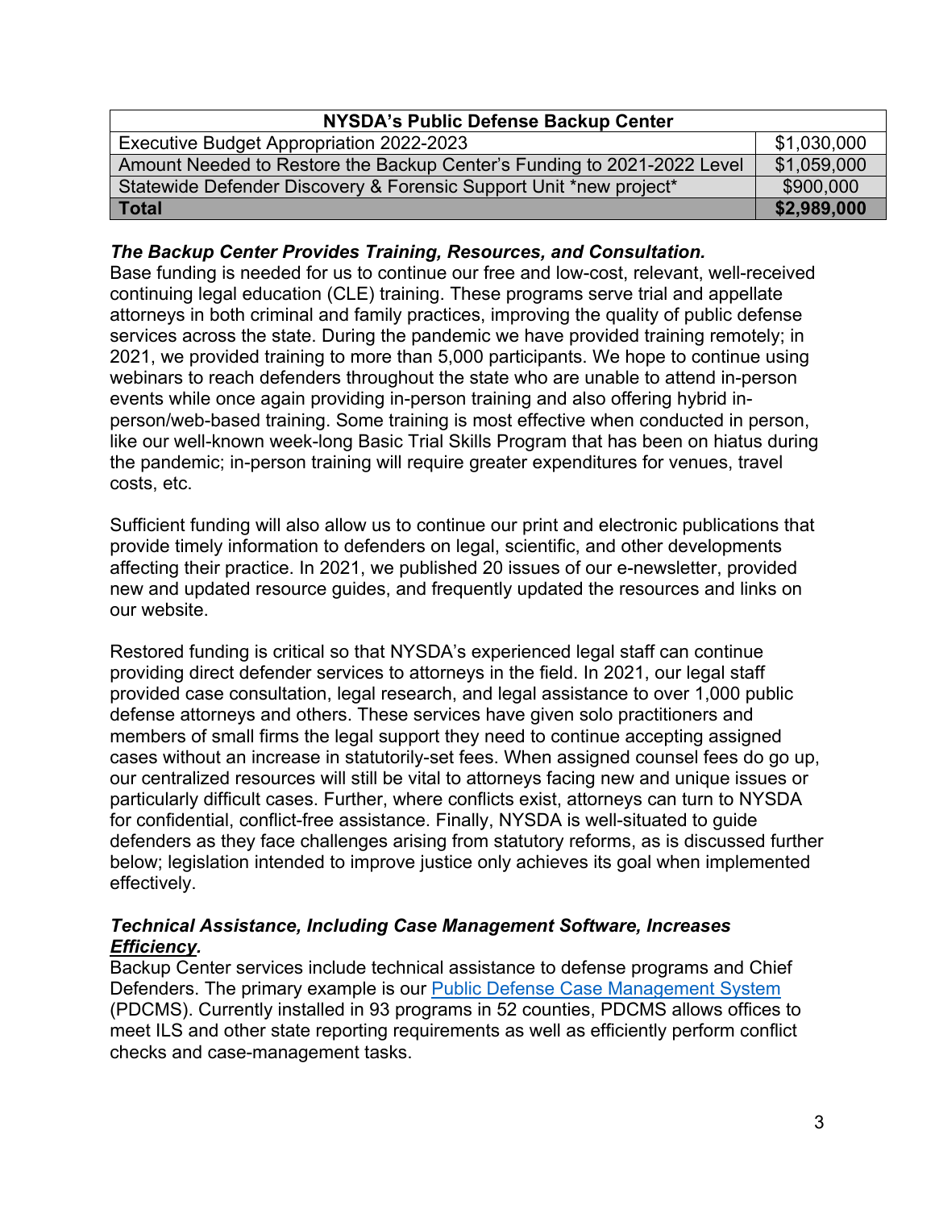| NYSDA's Public Defense Backup Center | |
|---|---|
| Executive Budget Appropriation 2022-2023 | $1,030,000 |
| Amount Needed to Restore the Backup Center's Funding to 2021-2022 Level | $1,059,000 |
| Statewide Defender Discovery & Forensic Support Unit *new project* | $900,000 |
| **Total** | **$2,989,000** |

***The Backup Center Provides Training, Resources, and Consultation.***
Base funding is needed for us to continue our free and low-cost, relevant, well-received continuing legal education (CLE) training. These programs serve trial and appellate attorneys in both criminal and family practices, improving the quality of public defense services across the state. During the pandemic we have provided training remotely; in 2021, we provided training to more than 5,000 participants. We hope to continue using webinars to reach defenders throughout the state who are unable to attend in-person events while once again providing in-person training and also offering hybrid in-person/web-based training. Some training is most effective when conducted in person, like our well-known week-long Basic Trial Skills Program that has been on hiatus during the pandemic; in-person training will require greater expenditures for venues, travel costs, etc.

Sufficient funding will also allow us to continue our print and electronic publications that provide timely information to defenders on legal, scientific, and other developments affecting their practice. In 2021, we published 20 issues of our e-newsletter, provided new and updated resource guides, and frequently updated the resources and links on our website.

Restored funding is critical so that NYSDA's experienced legal staff can continue providing direct defender services to attorneys in the field. In 2021, our legal staff provided case consultation, legal research, and legal assistance to over 1,000 public defense attorneys and others. These services have given solo practitioners and members of small firms the legal support they need to continue accepting assigned cases without an increase in statutorily-set fees. When assigned counsel fees do go up, our centralized resources will still be vital to attorneys facing new and unique issues or particularly difficult cases. Further, where conflicts exist, attorneys can turn to NYSDA for confidential, conflict-free assistance. Finally, NYSDA is well-situated to guide defenders as they face challenges arising from statutory reforms, as is discussed further below; legislation intended to improve justice only achieves its goal when implemented effectively.

***Technical Assistance, Including Case Management Software, Increases Efficiency.***
Backup Center services include technical assistance to defense programs and Chief Defenders. The primary example is our Public Defense Case Management System (PDCMS). Currently installed in 93 programs in 52 counties, PDCMS allows offices to meet ILS and other state reporting requirements as well as efficiently perform conflict checks and case-management tasks.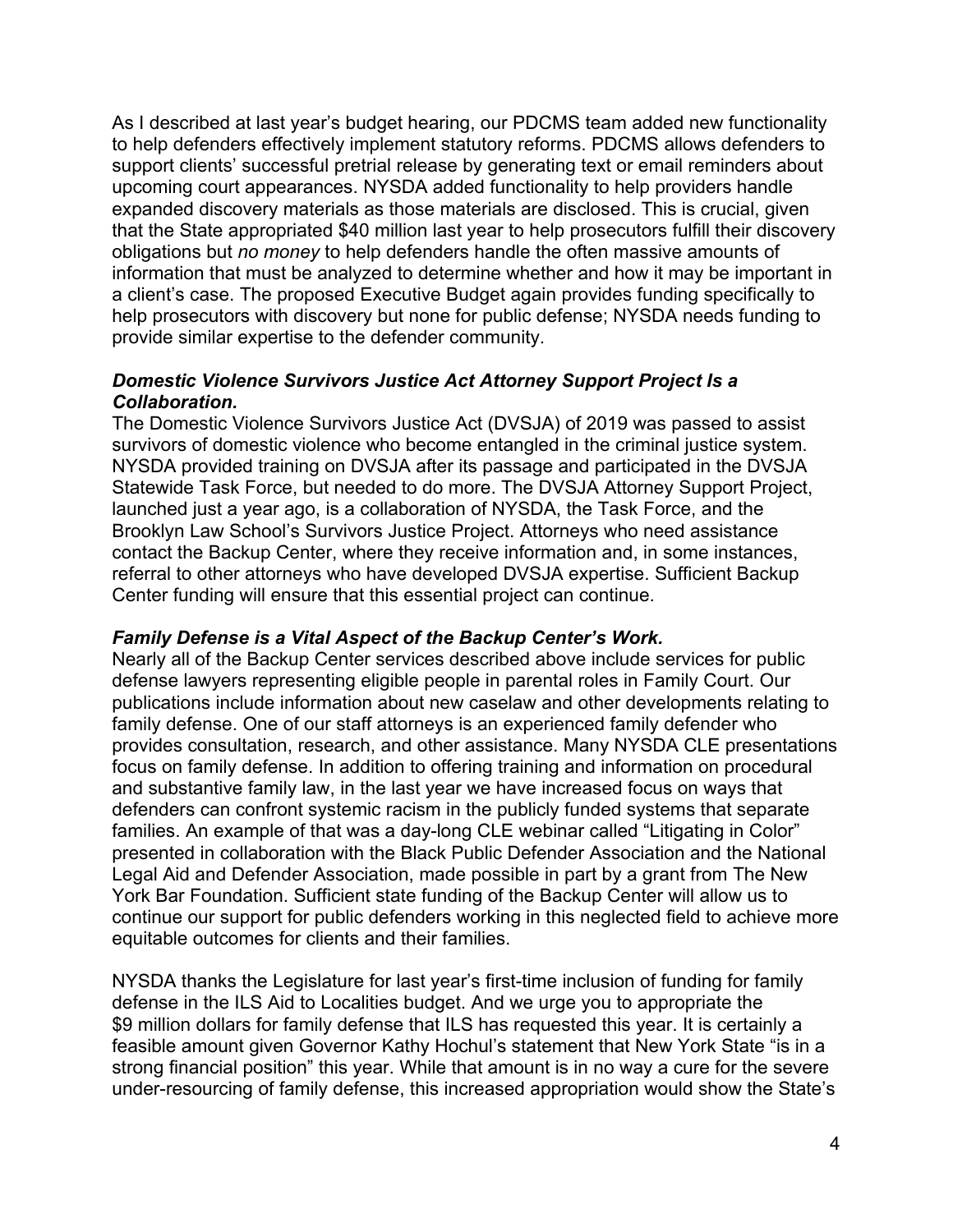As I described at last year's budget hearing, our PDCMS team added new functionality to help defenders effectively implement statutory reforms. PDCMS allows defenders to support clients' successful pretrial release by generating text or email reminders about upcoming court appearances. NYSDA added functionality to help providers handle expanded discovery materials as those materials are disclosed. This is crucial, given that the State appropriated $40 million last year to help prosecutors fulfill their discovery obligations but *no money* to help defenders handle the often massive amounts of information that must be analyzed to determine whether and how it may be important in a client's case. The proposed Executive Budget again provides funding specifically to help prosecutors with discovery but none for public defense; NYSDA needs funding to provide similar expertise to the defender community.

***Domestic Violence Survivors Justice Act Attorney Support Project Is a Collaboration.***

The Domestic Violence Survivors Justice Act (DVSJA) of 2019 was passed to assist survivors of domestic violence who become entangled in the criminal justice system. NYSDA provided training on DVSJA after its passage and participated in the DVSJA Statewide Task Force, but needed to do more. The DVSJA Attorney Support Project, launched just a year ago, is a collaboration of NYSDA, the Task Force, and the Brooklyn Law School's Survivors Justice Project. Attorneys who need assistance contact the Backup Center, where they receive information and, in some instances, referral to other attorneys who have developed DVSJA expertise. Sufficient Backup Center funding will ensure that this essential project can continue.

***Family Defense is a Vital Aspect of the Backup Center's Work.***

Nearly all of the Backup Center services described above include services for public defense lawyers representing eligible people in parental roles in Family Court. Our publications include information about new caselaw and other developments relating to family defense. One of our staff attorneys is an experienced family defender who provides consultation, research, and other assistance. Many NYSDA CLE presentations focus on family defense. In addition to offering training and information on procedural and substantive family law, in the last year we have increased focus on ways that defenders can confront systemic racism in the publicly funded systems that separate families. An example of that was a day-long CLE webinar called "Litigating in Color" presented in collaboration with the Black Public Defender Association and the National Legal Aid and Defender Association, made possible in part by a grant from The New York Bar Foundation. Sufficient state funding of the Backup Center will allow us to continue our support for public defenders working in this neglected field to achieve more equitable outcomes for clients and their families.

NYSDA thanks the Legislature for last year's first-time inclusion of funding for family defense in the ILS Aid to Localities budget. And we urge you to appropriate the $9 million dollars for family defense that ILS has requested this year. It is certainly a feasible amount given Governor Kathy Hochul's statement that New York State "is in a strong financial position" this year. While that amount is in no way a cure for the severe under-resourcing of family defense, this increased appropriation would show the State's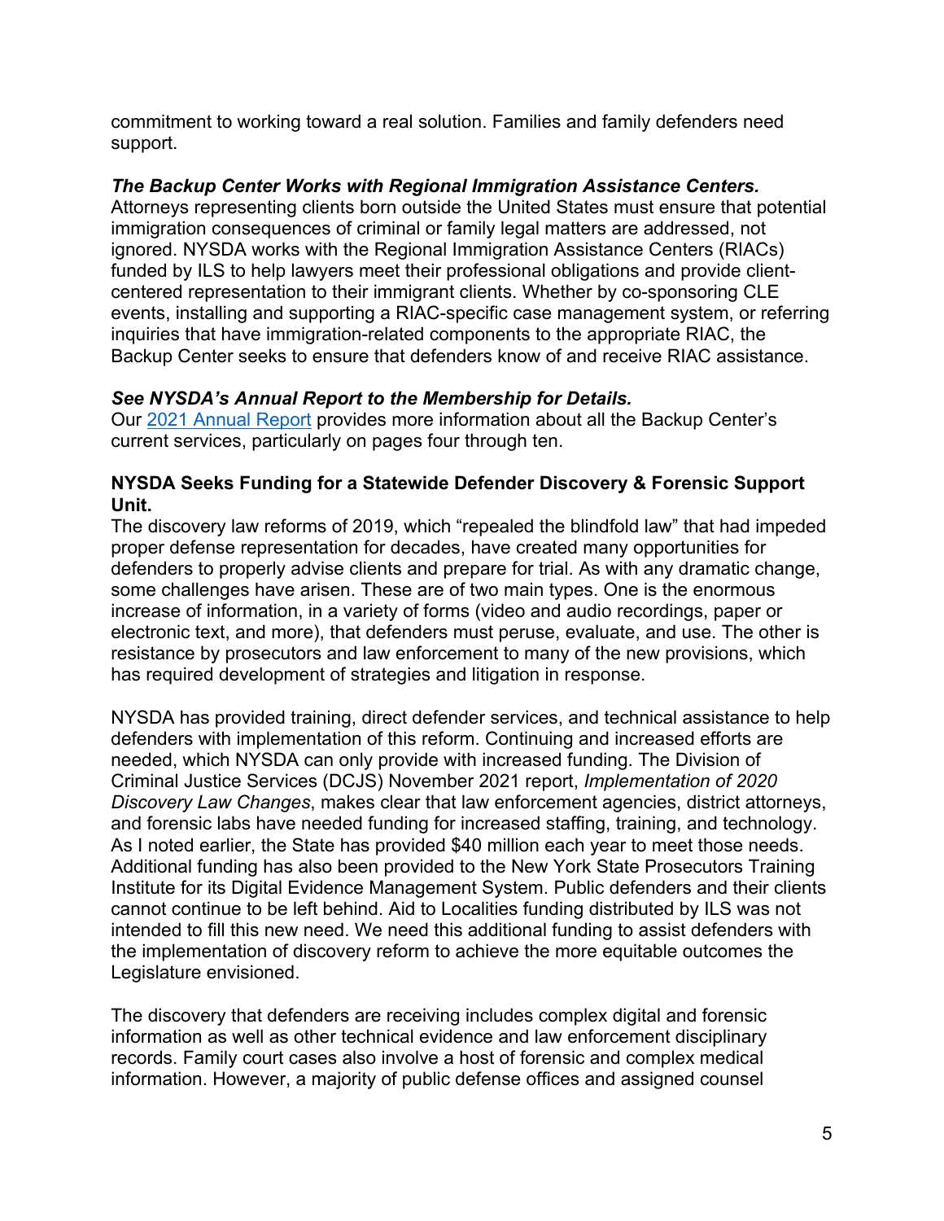commitment to working toward a real solution. Families and family defenders need support.

***The Backup Center Works with Regional Immigration Assistance Centers.***
Attorneys representing clients born outside the United States must ensure that potential immigration consequences of criminal or family legal matters are addressed, not ignored. NYSDA works with the Regional Immigration Assistance Centers (RIACs) funded by ILS to help lawyers meet their professional obligations and provide client-centered representation to their immigrant clients. Whether by co-sponsoring CLE events, installing and supporting a RIAC-specific case management system, or referring inquiries that have immigration-related components to the appropriate RIAC, the Backup Center seeks to ensure that defenders know of and receive RIAC assistance.

***See NYSDA's Annual Report to the Membership for Details.***
Our 2021 Annual Report provides more information about all the Backup Center's current services, particularly on pages four through ten.

**NYSDA Seeks Funding for a Statewide Defender Discovery & Forensic Support Unit.**
The discovery law reforms of 2019, which "repealed the blindfold law" that had impeded proper defense representation for decades, have created many opportunities for defenders to properly advise clients and prepare for trial. As with any dramatic change, some challenges have arisen. These are of two main types. One is the enormous increase of information, in a variety of forms (video and audio recordings, paper or electronic text, and more), that defenders must peruse, evaluate, and use. The other is resistance by prosecutors and law enforcement to many of the new provisions, which has required development of strategies and litigation in response.

NYSDA has provided training, direct defender services, and technical assistance to help defenders with implementation of this reform. Continuing and increased efforts are needed, which NYSDA can only provide with increased funding. The Division of Criminal Justice Services (DCJS) November 2021 report, *Implementation of 2020 Discovery Law Changes*, makes clear that law enforcement agencies, district attorneys, and forensic labs have needed funding for increased staffing, training, and technology. As I noted earlier, the State has provided $40 million each year to meet those needs. Additional funding has also been provided to the New York State Prosecutors Training Institute for its Digital Evidence Management System. Public defenders and their clients cannot continue to be left behind. Aid to Localities funding distributed by ILS was not intended to fill this new need. We need this additional funding to assist defenders with the implementation of discovery reform to achieve the more equitable outcomes the Legislature envisioned.

The discovery that defenders are receiving includes complex digital and forensic information as well as other technical evidence and law enforcement disciplinary records. Family court cases also involve a host of forensic and complex medical information. However, a majority of public defense offices and assigned counsel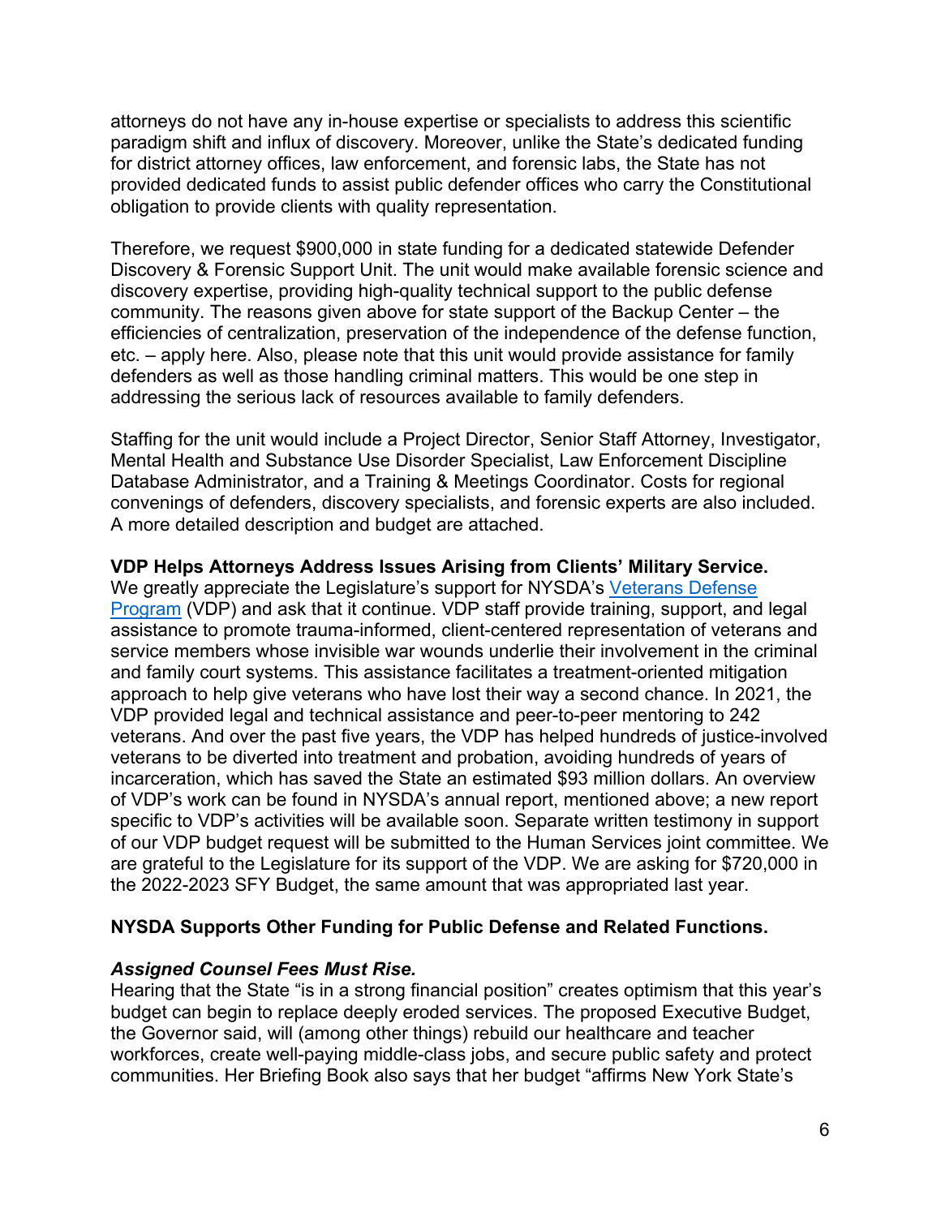attorneys do not have any in-house expertise or specialists to address this scientific paradigm shift and influx of discovery. Moreover, unlike the State's dedicated funding for district attorney offices, law enforcement, and forensic labs, the State has not provided dedicated funds to assist public defender offices who carry the Constitutional obligation to provide clients with quality representation.

Therefore, we request $900,000 in state funding for a dedicated statewide Defender Discovery & Forensic Support Unit. The unit would make available forensic science and discovery expertise, providing high-quality technical support to the public defense community. The reasons given above for state support of the Backup Center – the efficiencies of centralization, preservation of the independence of the defense function, etc. – apply here. Also, please note that this unit would provide assistance for family defenders as well as those handling criminal matters. This would be one step in addressing the serious lack of resources available to family defenders.

Staffing for the unit would include a Project Director, Senior Staff Attorney, Investigator, Mental Health and Substance Use Disorder Specialist, Law Enforcement Discipline Database Administrator, and a Training & Meetings Coordinator. Costs for regional convenings of defenders, discovery specialists, and forensic experts are also included. A more detailed description and budget are attached.

**VDP Helps Attorneys Address Issues Arising from Clients' Military Service.**
We greatly appreciate the Legislature's support for NYSDA's Veterans Defense Program (VDP) and ask that it continue. VDP staff provide training, support, and legal assistance to promote trauma-informed, client-centered representation of veterans and service members whose invisible war wounds underlie their involvement in the criminal and family court systems. This assistance facilitates a treatment-oriented mitigation approach to help give veterans who have lost their way a second chance. In 2021, the VDP provided legal and technical assistance and peer-to-peer mentoring to 242 veterans. And over the past five years, the VDP has helped hundreds of justice-involved veterans to be diverted into treatment and probation, avoiding hundreds of years of incarceration, which has saved the State an estimated $93 million dollars. An overview of VDP's work can be found in NYSDA's annual report, mentioned above; a new report specific to VDP's activities will be available soon. Separate written testimony in support of our VDP budget request will be submitted to the Human Services joint committee. We are grateful to the Legislature for its support of the VDP. We are asking for $720,000 in the 2022-2023 SFY Budget, the same amount that was appropriated last year.

**NYSDA Supports Other Funding for Public Defense and Related Functions.**

***Assigned Counsel Fees Must Rise.***
Hearing that the State "is in a strong financial position" creates optimism that this year's budget can begin to replace deeply eroded services. The proposed Executive Budget, the Governor said, will (among other things) rebuild our healthcare and teacher workforces, create well-paying middle-class jobs, and secure public safety and protect communities. Her Briefing Book also says that her budget "affirms New York State's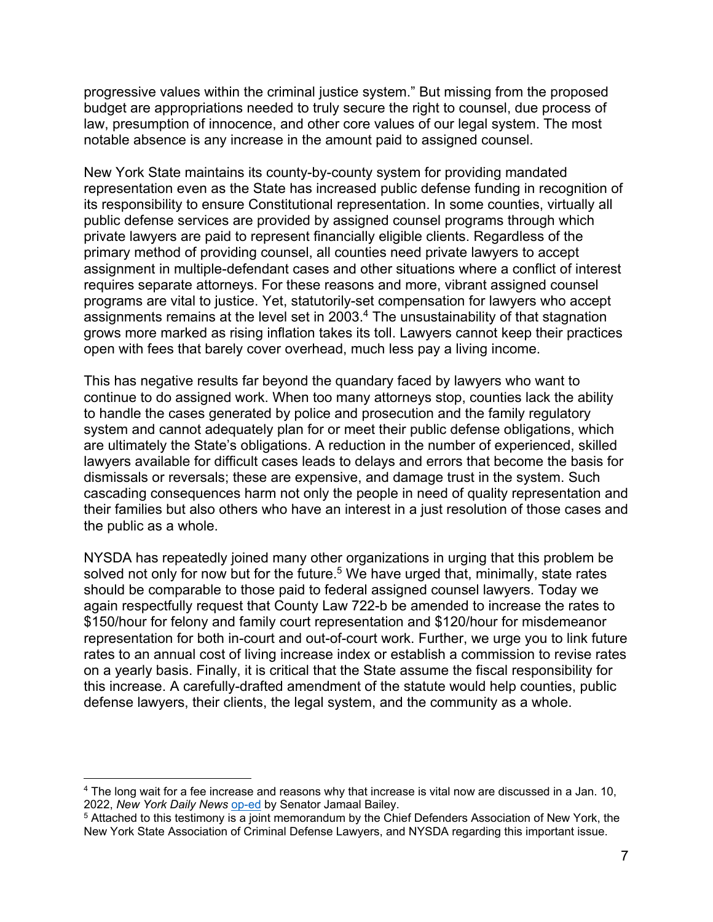progressive values within the criminal justice system." But missing from the proposed budget are appropriations needed to truly secure the right to counsel, due process of law, presumption of innocence, and other core values of our legal system. The most notable absence is any increase in the amount paid to assigned counsel.

New York State maintains its county-by-county system for providing mandated representation even as the State has increased public defense funding in recognition of its responsibility to ensure Constitutional representation. In some counties, virtually all public defense services are provided by assigned counsel programs through which private lawyers are paid to represent financially eligible clients. Regardless of the primary method of providing counsel, all counties need private lawyers to accept assignment in multiple-defendant cases and other situations where a conflict of interest requires separate attorneys. For these reasons and more, vibrant assigned counsel programs are vital to justice. Yet, statutorily-set compensation for lawyers who accept assignments remains at the level set in 2003.[4] The unsustainability of that stagnation grows more marked as rising inflation takes its toll. Lawyers cannot keep their practices open with fees that barely cover overhead, much less pay a living income.

This has negative results far beyond the quandary faced by lawyers who want to continue to do assigned work. When too many attorneys stop, counties lack the ability to handle the cases generated by police and prosecution and the family regulatory system and cannot adequately plan for or meet their public defense obligations, which are ultimately the State's obligations. A reduction in the number of experienced, skilled lawyers available for difficult cases leads to delays and errors that become the basis for dismissals or reversals; these are expensive, and damage trust in the system. Such cascading consequences harm not only the people in need of quality representation and their families but also others who have an interest in a just resolution of those cases and the public as a whole.

NYSDA has repeatedly joined many other organizations in urging that this problem be solved not only for now but for the future.[5] We have urged that, minimally, state rates should be comparable to those paid to federal assigned counsel lawyers. Today we again respectfully request that County Law 722-b be amended to increase the rates to $150/hour for felony and family court representation and $120/hour for misdemeanor representation for both in-court and out-of-court work. Further, we urge you to link future rates to an annual cost of living increase index or establish a commission to revise rates on a yearly basis. Finally, it is critical that the State assume the fiscal responsibility for this increase. A carefully-drafted amendment of the statute would help counties, public defense lawyers, their clients, the legal system, and the community as a whole.

---

[4] The long wait for a fee increase and reasons why that increase is vital now are discussed in a Jan. 10, 2022, *New York Daily News* op-ed by Senator Jamaal Bailey.

[5] Attached to this testimony is a joint memorandum by the Chief Defenders Association of New York, the New York State Association of Criminal Defense Lawyers, and NYSDA regarding this important issue.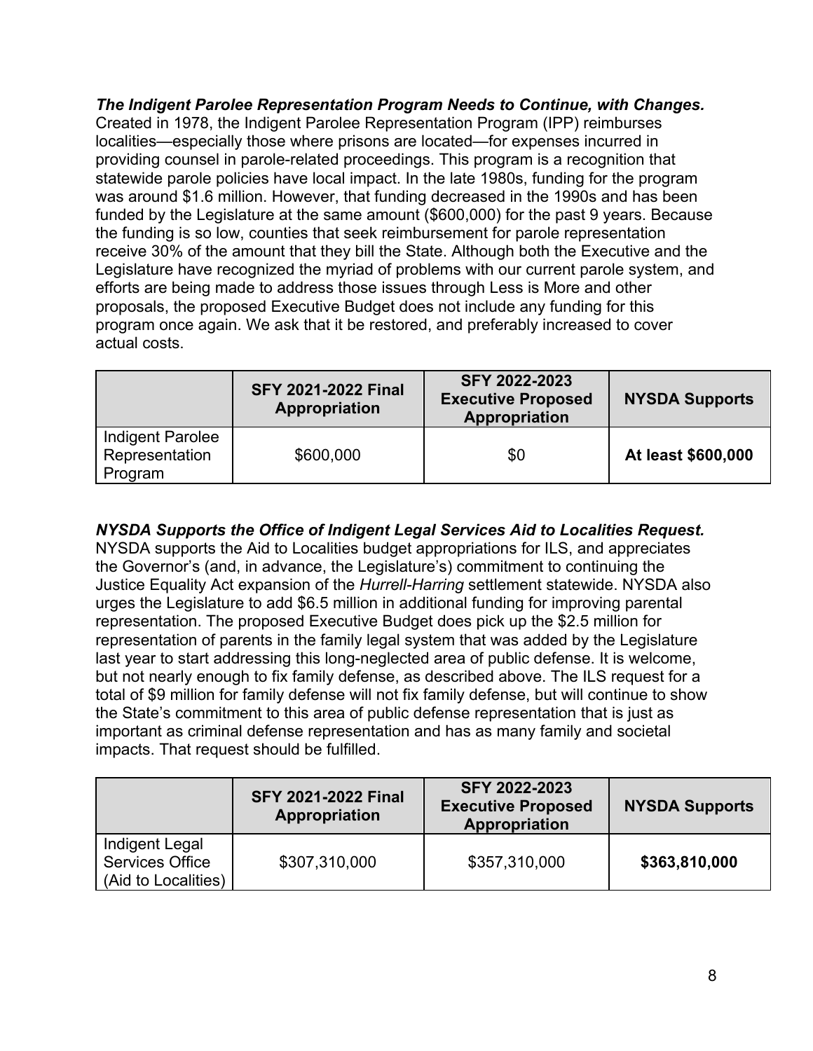***The Indigent Parolee Representation Program Needs to Continue, with Changes.*** Created in 1978, the Indigent Parolee Representation Program (IPP) reimburses localities—especially those where prisons are located—for expenses incurred in providing counsel in parole-related proceedings. This program is a recognition that statewide parole policies have local impact. In the late 1980s, funding for the program was around $1.6 million. However, that funding decreased in the 1990s and has been funded by the Legislature at the same amount ($600,000) for the past 9 years. Because the funding is so low, counties that seek reimbursement for parole representation receive 30% of the amount that they bill the State. Although both the Executive and the Legislature have recognized the myriad of problems with our current parole system, and efforts are being made to address those issues through Less is More and other proposals, the proposed Executive Budget does not include any funding for this program once again. We ask that it be restored, and preferably increased to cover actual costs.

| | SFY 2021-2022 Final Appropriation | SFY 2022-2023 Executive Proposed Appropriation | NYSDA Supports |
|---|---|---|---|
| Indigent Parolee Representation Program | $600,000 | $0 | **At least $600,000** |

***NYSDA Supports the Office of Indigent Legal Services Aid to Localities Request.*** NYSDA supports the Aid to Localities budget appropriations for ILS, and appreciates the Governor's (and, in advance, the Legislature's) commitment to continuing the Justice Equality Act expansion of the *Hurrell-Harring* settlement statewide. NYSDA also urges the Legislature to add $6.5 million in additional funding for improving parental representation. The proposed Executive Budget does pick up the $2.5 million for representation of parents in the family legal system that was added by the Legislature last year to start addressing this long-neglected area of public defense. It is welcome, but not nearly enough to fix family defense, as described above. The ILS request for a total of $9 million for family defense will not fix family defense, but will continue to show the State's commitment to this area of public defense representation that is just as important as criminal defense representation and has as many family and societal impacts. That request should be fulfilled.

| | SFY 2021-2022 Final Appropriation | SFY 2022-2023 Executive Proposed Appropriation | NYSDA Supports |
|---|---|---|---|
| Indigent Legal Services Office (Aid to Localities) | $307,310,000 | $357,310,000 | **$363,810,000** |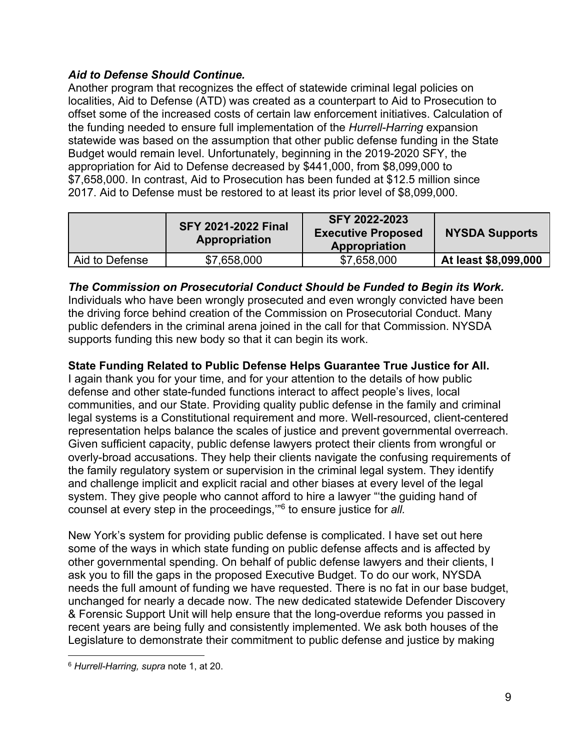***Aid to Defense Should Continue.***
Another program that recognizes the effect of statewide criminal legal policies on localities, Aid to Defense (ATD) was created as a counterpart to Aid to Prosecution to offset some of the increased costs of certain law enforcement initiatives. Calculation of the funding needed to ensure full implementation of the *Hurrell-Harring* expansion statewide was based on the assumption that other public defense funding in the State Budget would remain level. Unfortunately, beginning in the 2019-2020 SFY, the appropriation for Aid to Defense decreased by $441,000, from $8,099,000 to $7,658,000. In contrast, Aid to Prosecution has been funded at $12.5 million since 2017. Aid to Defense must be restored to at least its prior level of $8,099,000.

| | SFY 2021-2022 Final Appropriation | SFY 2022-2023 Executive Proposed Appropriation | NYSDA Supports |
|---|---|---|---|
| Aid to Defense | $7,658,000 | $7,658,000 | **At least $8,099,000** |

***The Commission on Prosecutorial Conduct Should be Funded to Begin its Work.***
Individuals who have been wrongly prosecuted and even wrongly convicted have been the driving force behind creation of the Commission on Prosecutorial Conduct. Many public defenders in the criminal arena joined in the call for that Commission. NYSDA supports funding this new body so that it can begin its work.

**State Funding Related to Public Defense Helps Guarantee True Justice for All.**
I again thank you for your time, and for your attention to the details of how public defense and other state-funded functions interact to affect people's lives, local communities, and our State. Providing quality public defense in the family and criminal legal systems is a Constitutional requirement and more. Well-resourced, client-centered representation helps balance the scales of justice and prevent governmental overreach. Given sufficient capacity, public defense lawyers protect their clients from wrongful or overly-broad accusations. They help their clients navigate the confusing requirements of the family regulatory system or supervision in the criminal legal system. They identify and challenge implicit and explicit racial and other biases at every level of the legal system. They give people who cannot afford to hire a lawyer "'the guiding hand of counsel at every step in the proceedings,'"[6] to ensure justice for *all.*

New York's system for providing public defense is complicated. I have set out here some of the ways in which state funding on public defense affects and is affected by other governmental spending. On behalf of public defense lawyers and their clients, I ask you to fill the gaps in the proposed Executive Budget. To do our work, NYSDA needs the full amount of funding we have requested. There is no fat in our base budget, unchanged for nearly a decade now. The new dedicated statewide Defender Discovery & Forensic Support Unit will help ensure that the long-overdue reforms you passed in recent years are being fully and consistently implemented. We ask both houses of the Legislature to demonstrate their commitment to public defense and justice by making

[6] *Hurrell-Harring, supra* note 1, at 20.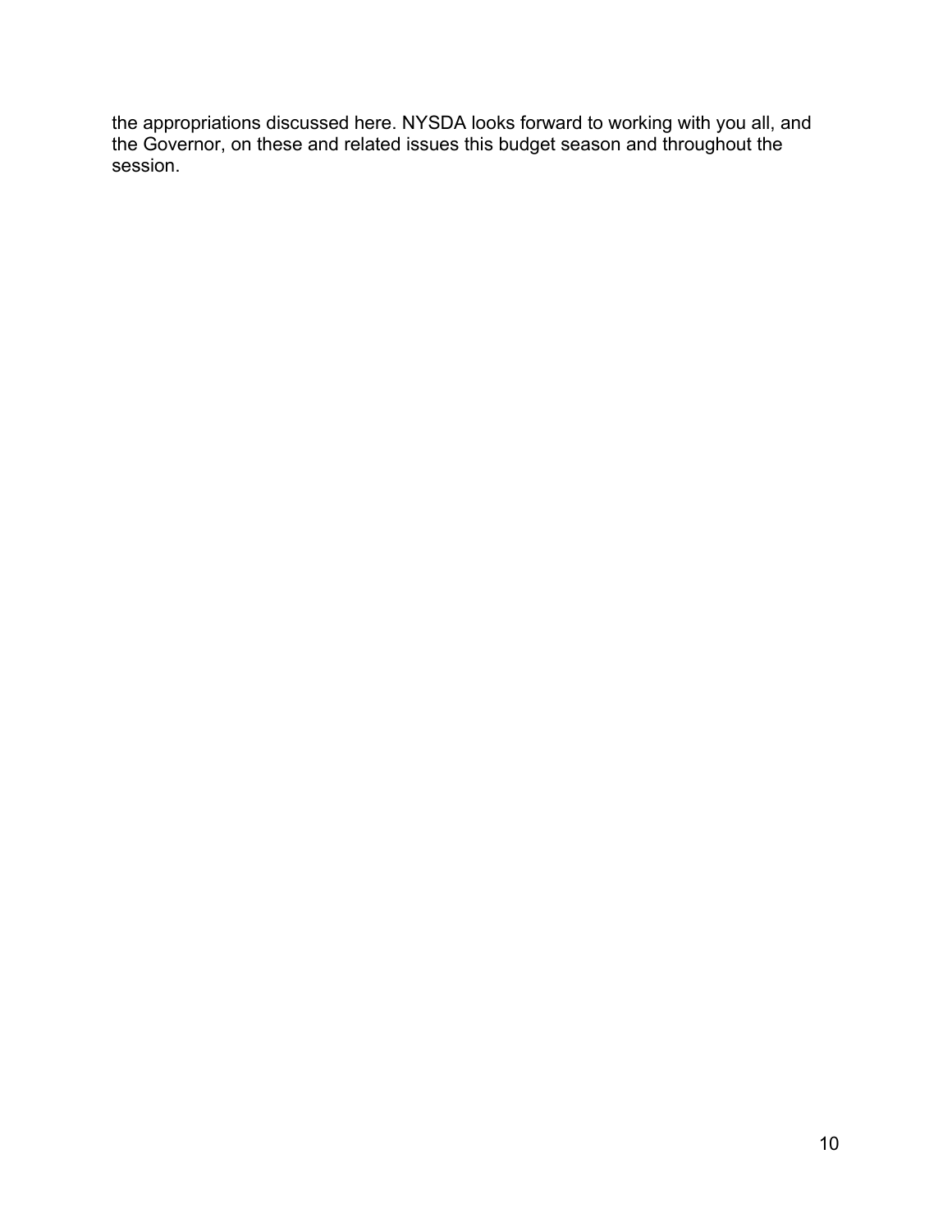the appropriations discussed here. NYSDA looks forward to working with you all, and the Governor, on these and related issues this budget season and throughout the session.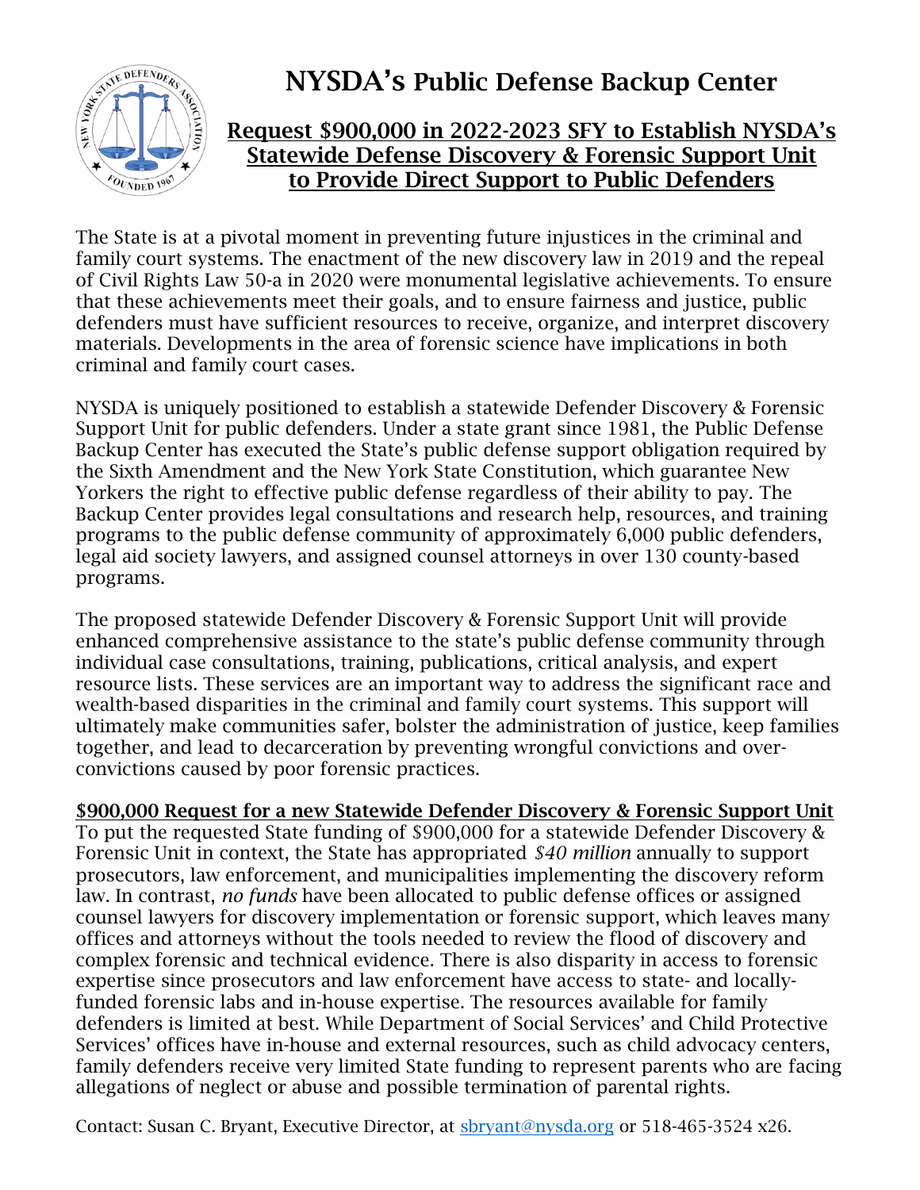# NYSDA's Public Defense Backup Center

## Request $900,000 in 2022-2023 SFY to Establish NYSDA's Statewide Defense Discovery & Forensic Support Unit to Provide Direct Support to Public Defenders

The State is at a pivotal moment in preventing future injustices in the criminal and family court systems. The enactment of the new discovery law in 2019 and the repeal of Civil Rights Law 50-a in 2020 were monumental legislative achievements. To ensure that these achievements meet their goals, and to ensure fairness and justice, public defenders must have sufficient resources to receive, organize, and interpret discovery materials. Developments in the area of forensic science have implications in both criminal and family court cases.

NYSDA is uniquely positioned to establish a statewide Defender Discovery & Forensic Support Unit for public defenders. Under a state grant since 1981, the Public Defense Backup Center has executed the State's public defense support obligation required by the Sixth Amendment and the New York State Constitution, which guarantee New Yorkers the right to effective public defense regardless of their ability to pay. The Backup Center provides legal consultations and research help, resources, and training programs to the public defense community of approximately 6,000 public defenders, legal aid society lawyers, and assigned counsel attorneys in over 130 county-based programs.

The proposed statewide Defender Discovery & Forensic Support Unit will provide enhanced comprehensive assistance to the state's public defense community through individual case consultations, training, publications, critical analysis, and expert resource lists. These services are an important way to address the significant race and wealth-based disparities in the criminal and family court systems. This support will ultimately make communities safer, bolster the administration of justice, keep families together, and lead to decarceration by preventing wrongful convictions and over-convictions caused by poor forensic practices.

**$900,000 Request for a new Statewide Defender Discovery & Forensic Support Unit**

To put the requested State funding of $900,000 for a statewide Defender Discovery & Forensic Unit in context, the State has appropriated *$40 million* annually to support prosecutors, law enforcement, and municipalities implementing the discovery reform law. In contrast, *no funds* have been allocated to public defense offices or assigned counsel lawyers for discovery implementation or forensic support, which leaves many offices and attorneys without the tools needed to review the flood of discovery and complex forensic and technical evidence. There is also disparity in access to forensic expertise since prosecutors and law enforcement have access to state- and locally-funded forensic labs and in-house expertise. The resources available for family defenders is limited at best. While Department of Social Services' and Child Protective Services' offices have in-house and external resources, such as child advocacy centers, family defenders receive very limited State funding to represent parents who are facing allegations of neglect or abuse and possible termination of parental rights.

Contact: Susan C. Bryant, Executive Director, at sbryant@nysda.org or 518-465-3524 x26.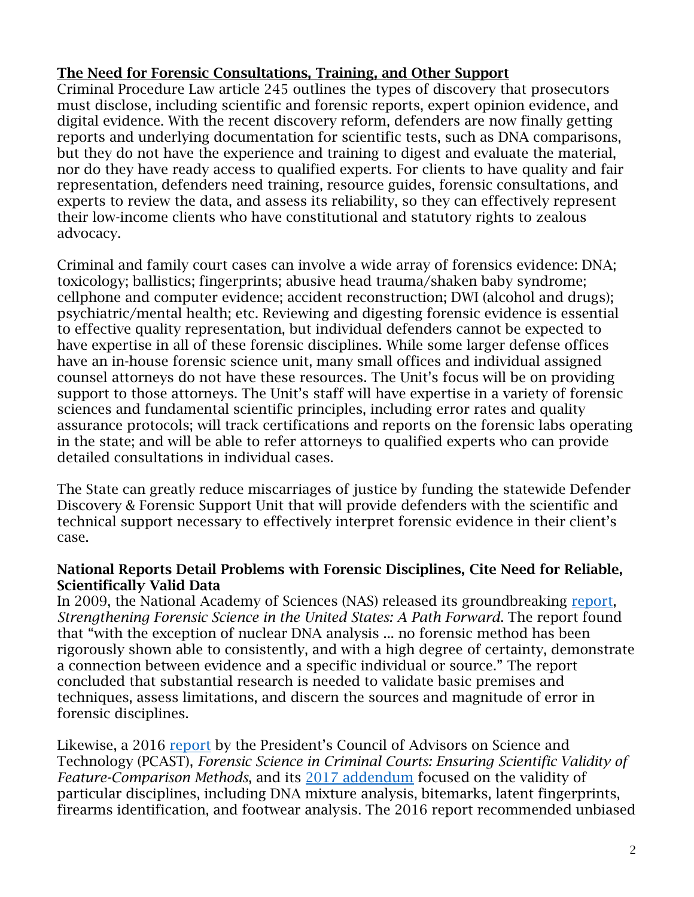## The Need for Forensic Consultations, Training, and Other Support

Criminal Procedure Law article 245 outlines the types of discovery that prosecutors must disclose, including scientific and forensic reports, expert opinion evidence, and digital evidence. With the recent discovery reform, defenders are now finally getting reports and underlying documentation for scientific tests, such as DNA comparisons, but they do not have the experience and training to digest and evaluate the material, nor do they have ready access to qualified experts. For clients to have quality and fair representation, defenders need training, resource guides, forensic consultations, and experts to review the data, and assess its reliability, so they can effectively represent their low-income clients who have constitutional and statutory rights to zealous advocacy.

Criminal and family court cases can involve a wide array of forensics evidence: DNA; toxicology; ballistics; fingerprints; abusive head trauma/shaken baby syndrome; cellphone and computer evidence; accident reconstruction; DWI (alcohol and drugs); psychiatric/mental health; etc. Reviewing and digesting forensic evidence is essential to effective quality representation, but individual defenders cannot be expected to have expertise in all of these forensic disciplines. While some larger defense offices have an in-house forensic science unit, many small offices and individual assigned counsel attorneys do not have these resources. The Unit's focus will be on providing support to those attorneys. The Unit's staff will have expertise in a variety of forensic sciences and fundamental scientific principles, including error rates and quality assurance protocols; will track certifications and reports on the forensic labs operating in the state; and will be able to refer attorneys to qualified experts who can provide detailed consultations in individual cases.

The State can greatly reduce miscarriages of justice by funding the statewide Defender Discovery & Forensic Support Unit that will provide defenders with the scientific and technical support necessary to effectively interpret forensic evidence in their client's case.

### National Reports Detail Problems with Forensic Disciplines, Cite Need for Reliable, Scientifically Valid Data

In 2009, the National Academy of Sciences (NAS) released its groundbreaking report, *Strengthening Forensic Science in the United States: A Path Forward*. The report found that "with the exception of nuclear DNA analysis ... no forensic method has been rigorously shown able to consistently, and with a high degree of certainty, demonstrate a connection between evidence and a specific individual or source." The report concluded that substantial research is needed to validate basic premises and techniques, assess limitations, and discern the sources and magnitude of error in forensic disciplines.

Likewise, a 2016 report by the President's Council of Advisors on Science and Technology (PCAST), *Forensic Science in Criminal Courts: Ensuring Scientific Validity of Feature-Comparison Methods*, and its 2017 addendum focused on the validity of particular disciplines, including DNA mixture analysis, bitemarks, latent fingerprints, firearms identification, and footwear analysis. The 2016 report recommended unbiased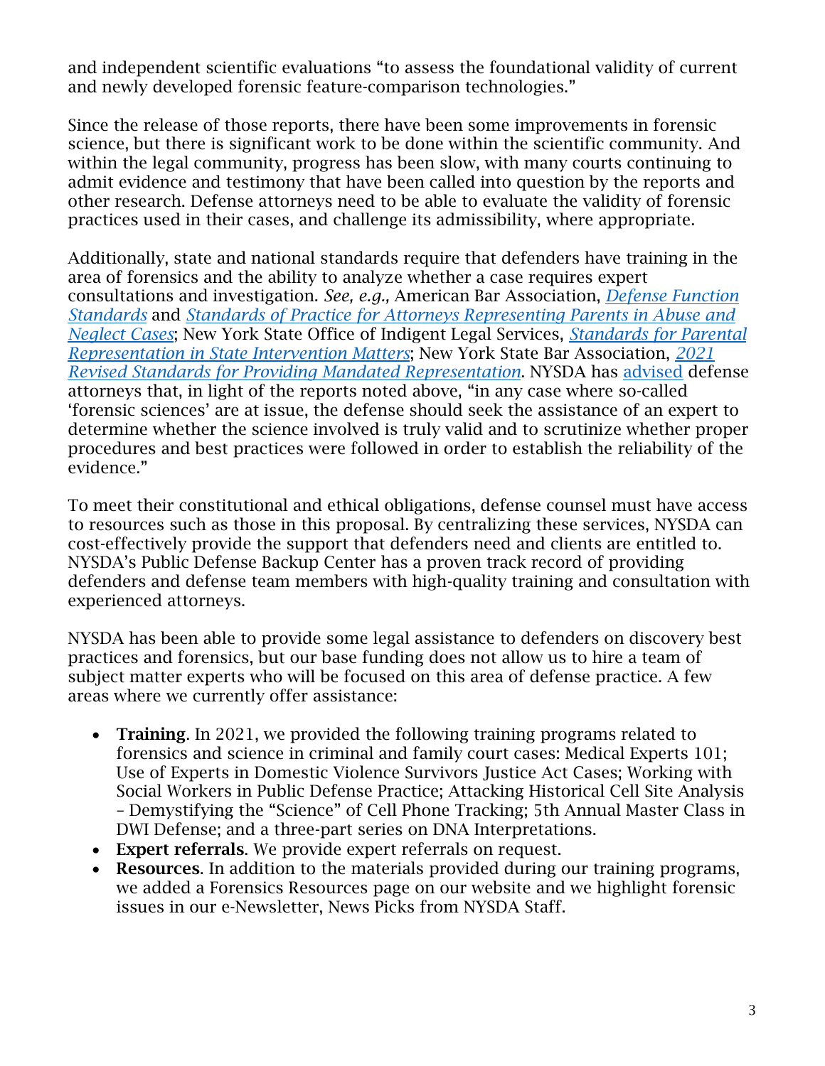and independent scientific evaluations “to assess the foundational validity of current and newly developed forensic feature-comparison technologies.”

Since the release of those reports, there have been some improvements in forensic science, but there is significant work to be done within the scientific community. And within the legal community, progress has been slow, with many courts continuing to admit evidence and testimony that have been called into question by the reports and other research. Defense attorneys need to be able to evaluate the validity of forensic practices used in their cases, and challenge its admissibility, where appropriate.

Additionally, state and national standards require that defenders have training in the area of forensics and the ability to analyze whether a case requires expert consultations and investigation. *See, e.g.,* American Bar Association, *Defense Function Standards* and *Standards of Practice for Attorneys Representing Parents in Abuse and Neglect Cases*; New York State Office of Indigent Legal Services, *Standards for Parental Representation in State Intervention Matters*; New York State Bar Association, *2021 Revised Standards for Providing Mandated Representation*. NYSDA has advised defense attorneys that, in light of the reports noted above, “in any case where so-called ‘forensic sciences’ are at issue, the defense should seek the assistance of an expert to determine whether the science involved is truly valid and to scrutinize whether proper procedures and best practices were followed in order to establish the reliability of the evidence.”

To meet their constitutional and ethical obligations, defense counsel must have access to resources such as those in this proposal. By centralizing these services, NYSDA can cost-effectively provide the support that defenders need and clients are entitled to. NYSDA’s Public Defense Backup Center has a proven track record of providing defenders and defense team members with high-quality training and consultation with experienced attorneys.

NYSDA has been able to provide some legal assistance to defenders on discovery best practices and forensics, but our base funding does not allow us to hire a team of subject matter experts who will be focused on this area of defense practice. A few areas where we currently offer assistance:

- **Training**. In 2021, we provided the following training programs related to forensics and science in criminal and family court cases: Medical Experts 101; Use of Experts in Domestic Violence Survivors Justice Act Cases; Working with Social Workers in Public Defense Practice; Attacking Historical Cell Site Analysis – Demystifying the “Science” of Cell Phone Tracking; 5th Annual Master Class in DWI Defense; and a three-part series on DNA Interpretations.
- **Expert referrals**. We provide expert referrals on request.
- **Resources**. In addition to the materials provided during our training programs, we added a Forensics Resources page on our website and we highlight forensic issues in our e-Newsletter, News Picks from NYSDA Staff.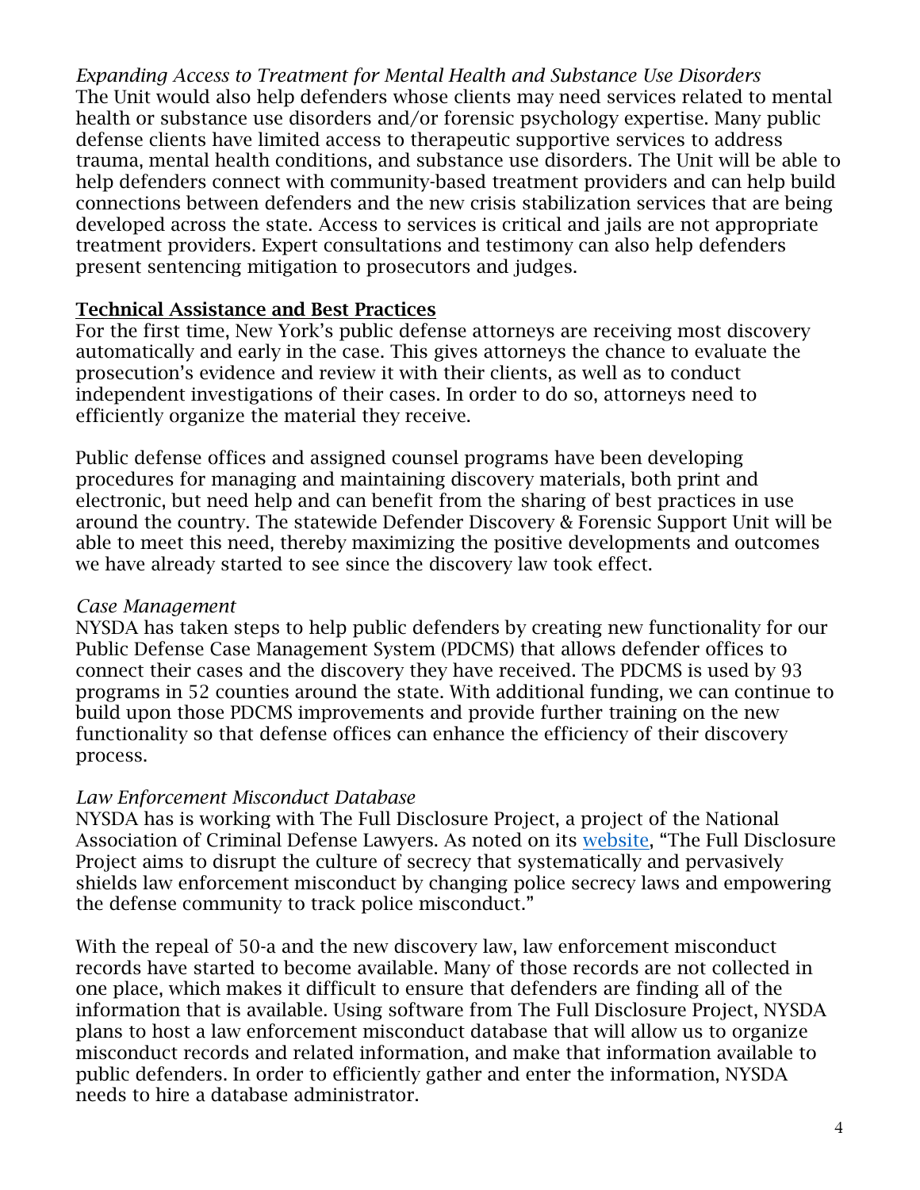*Expanding Access to Treatment for Mental Health and Substance Use Disorders*
The Unit would also help defenders whose clients may need services related to mental health or substance use disorders and/or forensic psychology expertise. Many public defense clients have limited access to therapeutic supportive services to address trauma, mental health conditions, and substance use disorders. The Unit will be able to help defenders connect with community-based treatment providers and can help build connections between defenders and the new crisis stabilization services that are being developed across the state. Access to services is critical and jails are not appropriate treatment providers. Expert consultations and testimony can also help defenders present sentencing mitigation to prosecutors and judges.

**Technical Assistance and Best Practices**
For the first time, New York's public defense attorneys are receiving most discovery automatically and early in the case. This gives attorneys the chance to evaluate the prosecution's evidence and review it with their clients, as well as to conduct independent investigations of their cases. In order to do so, attorneys need to efficiently organize the material they receive.

Public defense offices and assigned counsel programs have been developing procedures for managing and maintaining discovery materials, both print and electronic, but need help and can benefit from the sharing of best practices in use around the country. The statewide Defender Discovery & Forensic Support Unit will be able to meet this need, thereby maximizing the positive developments and outcomes we have already started to see since the discovery law took effect.

*Case Management*
NYSDA has taken steps to help public defenders by creating new functionality for our Public Defense Case Management System (PDCMS) that allows defender offices to connect their cases and the discovery they have received. The PDCMS is used by 93 programs in 52 counties around the state. With additional funding, we can continue to build upon those PDCMS improvements and provide further training on the new functionality so that defense offices can enhance the efficiency of their discovery process.

*Law Enforcement Misconduct Database*
NYSDA has is working with The Full Disclosure Project, a project of the National Association of Criminal Defense Lawyers. As noted on its website, "The Full Disclosure Project aims to disrupt the culture of secrecy that systematically and pervasively shields law enforcement misconduct by changing police secrecy laws and empowering the defense community to track police misconduct."

With the repeal of 50-a and the new discovery law, law enforcement misconduct records have started to become available. Many of those records are not collected in one place, which makes it difficult to ensure that defenders are finding all of the information that is available. Using software from The Full Disclosure Project, NYSDA plans to host a law enforcement misconduct database that will allow us to organize misconduct records and related information, and make that information available to public defenders. In order to efficiently gather and enter the information, NYSDA needs to hire a database administrator.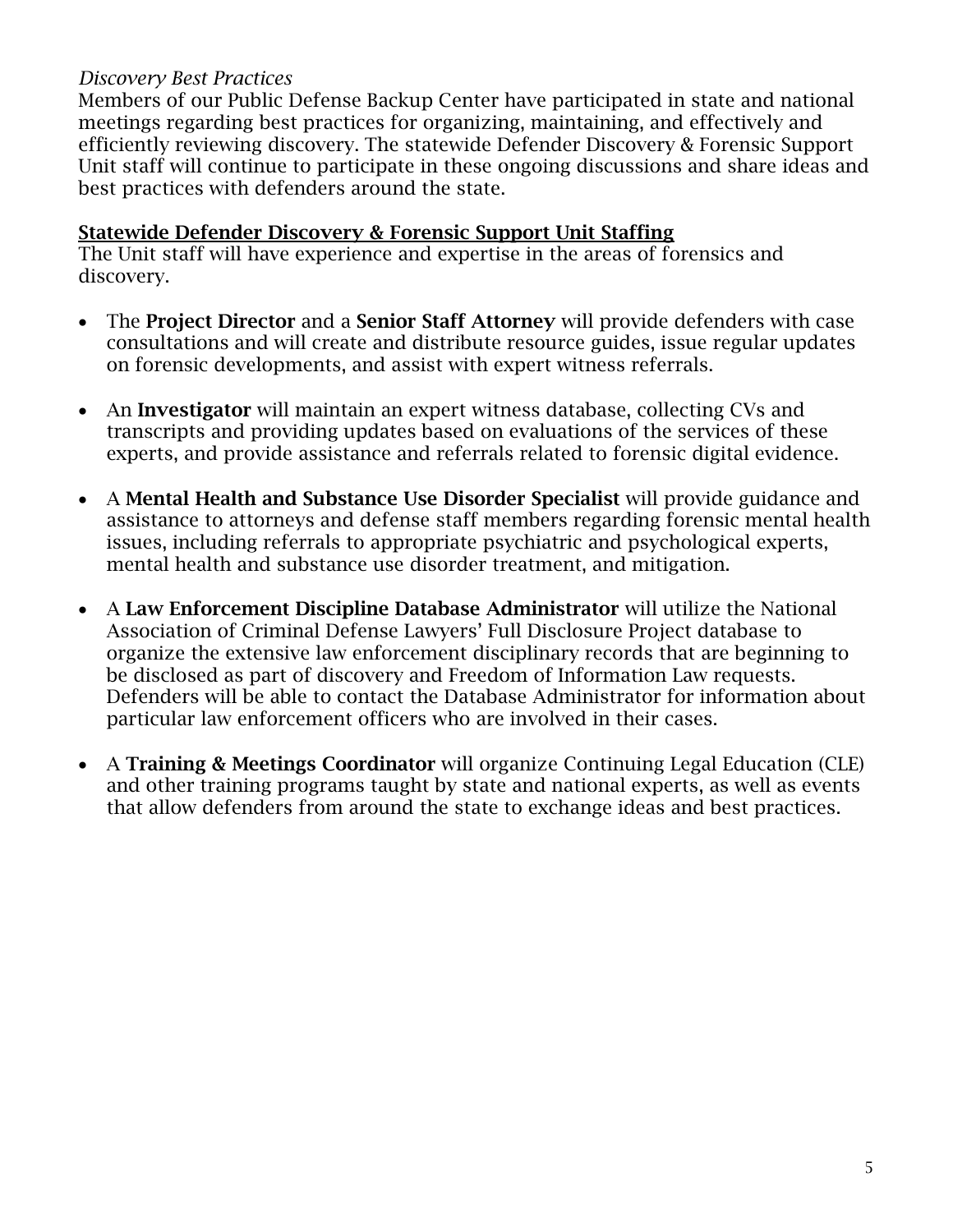*Discovery Best Practices*

Members of our Public Defense Backup Center have participated in state and national meetings regarding best practices for organizing, maintaining, and effectively and efficiently reviewing discovery. The statewide Defender Discovery & Forensic Support Unit staff will continue to participate in these ongoing discussions and share ideas and best practices with defenders around the state.

**Statewide Defender Discovery & Forensic Support Unit Staffing**

The Unit staff will have experience and expertise in the areas of forensics and discovery.

- The **Project Director** and a **Senior Staff Attorney** will provide defenders with case consultations and will create and distribute resource guides, issue regular updates on forensic developments, and assist with expert witness referrals.

- An **Investigator** will maintain an expert witness database, collecting CVs and transcripts and providing updates based on evaluations of the services of these experts, and provide assistance and referrals related to forensic digital evidence.

- A **Mental Health and Substance Use Disorder Specialist** will provide guidance and assistance to attorneys and defense staff members regarding forensic mental health issues, including referrals to appropriate psychiatric and psychological experts, mental health and substance use disorder treatment, and mitigation.

- A **Law Enforcement Discipline Database Administrator** will utilize the National Association of Criminal Defense Lawyers' Full Disclosure Project database to organize the extensive law enforcement disciplinary records that are beginning to be disclosed as part of discovery and Freedom of Information Law requests. Defenders will be able to contact the Database Administrator for information about particular law enforcement officers who are involved in their cases.

- A **Training & Meetings Coordinator** will organize Continuing Legal Education (CLE) and other training programs taught by state and national experts, as well as events that allow defenders from around the state to exchange ideas and best practices.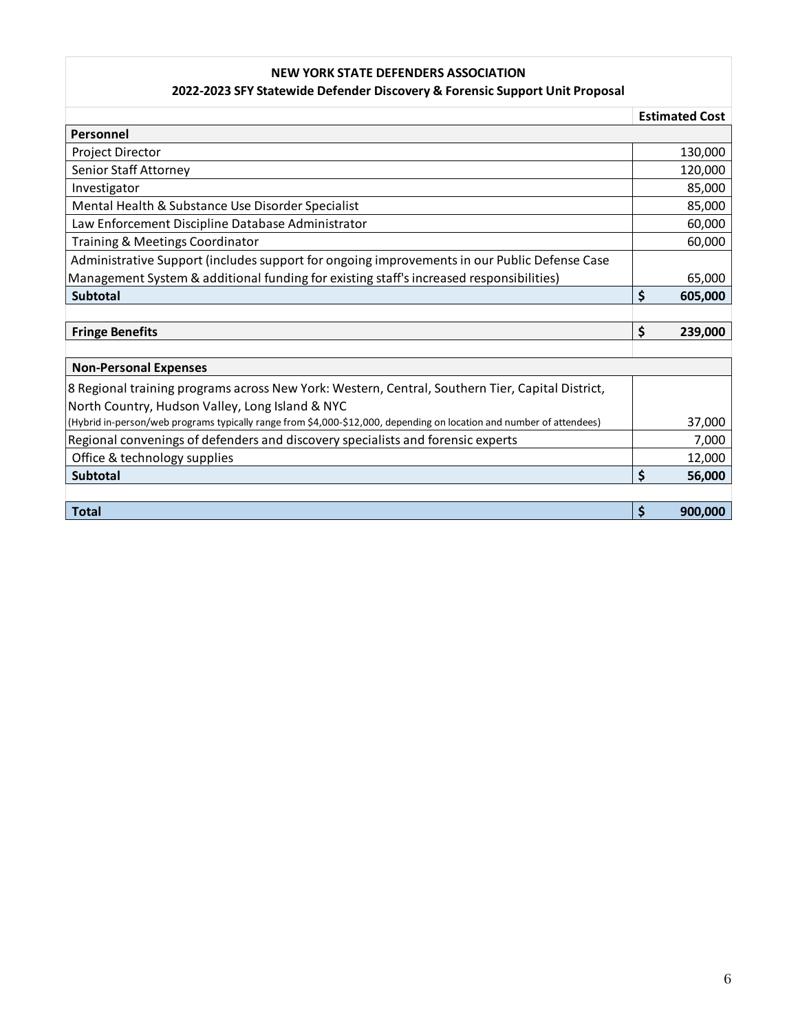**NEW YORK STATE DEFENDERS ASSOCIATION**
**2022-2023 SFY Statewide Defender Discovery & Forensic Support Unit Proposal**

| | Estimated Cost |
|---|---|
| **Personnel** | |
| Project Director | 130,000 |
| Senior Staff Attorney | 120,000 |
| Investigator | 85,000 |
| Mental Health & Substance Use Disorder Specialist | 85,000 |
| Law Enforcement Discipline Database Administrator | 60,000 |
| Training & Meetings Coordinator | 60,000 |
| Administrative Support (includes support for ongoing improvements in our Public Defense Case Management System & additional funding for existing staff's increased responsibilities) | 65,000 |
| **Subtotal** | **$ 605,000** |
| | |
| **Fringe Benefits** | **$ 239,000** |
| | |
| **Non-Personal Expenses** | |
| 8 Regional training programs across New York: Western, Central, Southern Tier, Capital District, North Country, Hudson Valley, Long Island & NYC (Hybrid in-person/web programs typically range from $4,000-$12,000, depending on location and number of attendees) | 37,000 |
| Regional convenings of defenders and discovery specialists and forensic experts | 7,000 |
| Office & technology supplies | 12,000 |
| **Subtotal** | **$ 56,000** |
| | |
| **Total** | **$ 900,000** |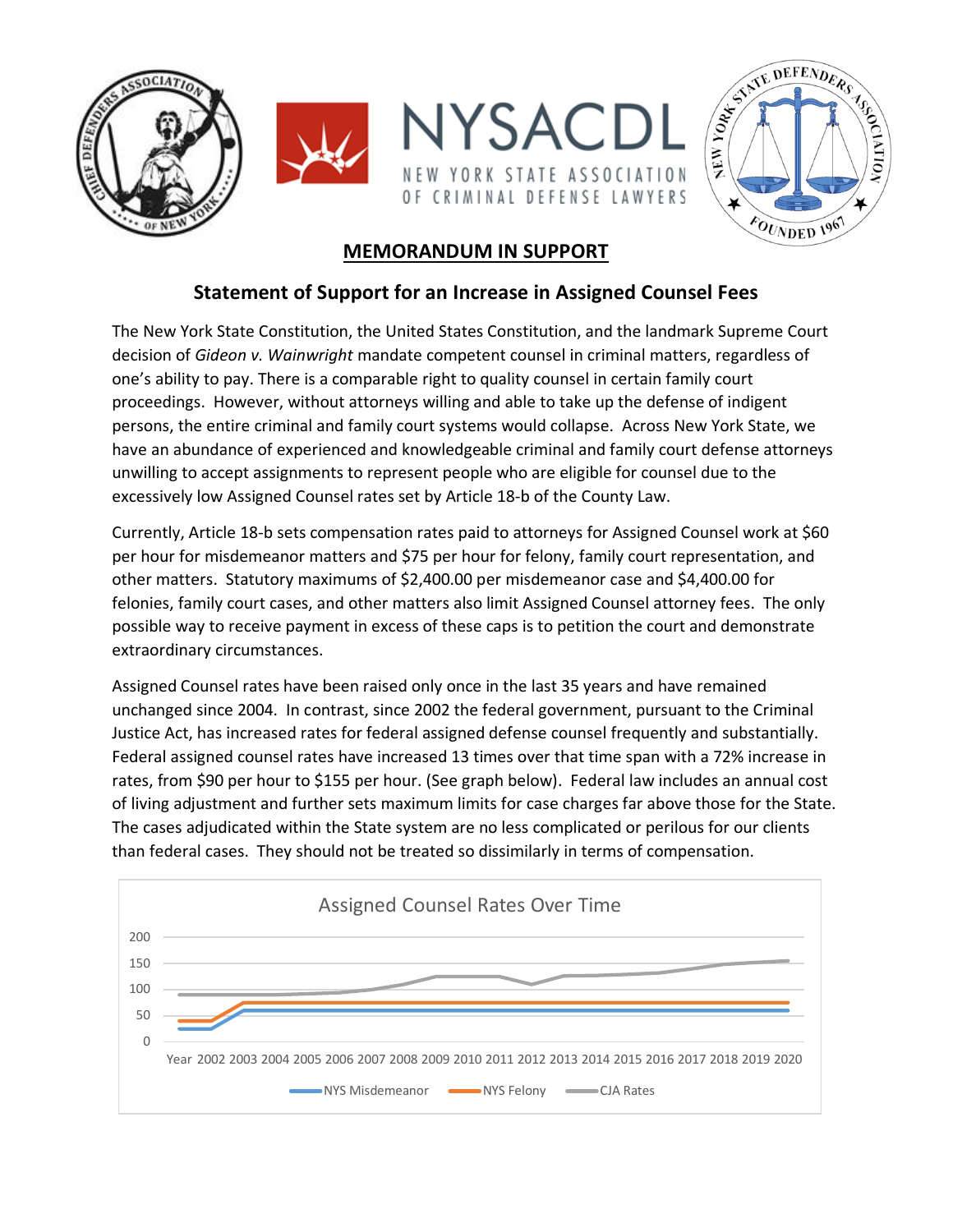## MEMORANDUM IN SUPPORT

### Statement of Support for an Increase in Assigned Counsel Fees

The New York State Constitution, the United States Constitution, and the landmark Supreme Court decision of *Gideon v. Wainwright* mandate competent counsel in criminal matters, regardless of one's ability to pay. There is a comparable right to quality counsel in certain family court proceedings. However, without attorneys willing and able to take up the defense of indigent persons, the entire criminal and family court systems would collapse. Across New York State, we have an abundance of experienced and knowledgeable criminal and family court defense attorneys unwilling to accept assignments to represent people who are eligible for counsel due to the excessively low Assigned Counsel rates set by Article 18-b of the County Law.

Currently, Article 18-b sets compensation rates paid to attorneys for Assigned Counsel work at $60 per hour for misdemeanor matters and $75 per hour for felony, family court representation, and other matters. Statutory maximums of $2,400.00 per misdemeanor case and $4,400.00 for felonies, family court cases, and other matters also limit Assigned Counsel attorney fees. The only possible way to receive payment in excess of these caps is to petition the court and demonstrate extraordinary circumstances.

Assigned Counsel rates have been raised only once in the last 35 years and have remained unchanged since 2004. In contrast, since 2002 the federal government, pursuant to the Criminal Justice Act, has increased rates for federal assigned defense counsel frequently and substantially. Federal assigned counsel rates have increased 13 times over that time span with a 72% increase in rates, from $90 per hour to $155 per hour. (See graph below). Federal law includes an annual cost of living adjustment and further sets maximum limits for case charges far above those for the State. The cases adjudicated within the State system are no less complicated or perilous for our clients than federal cases. They should not be treated so dissimilarly in terms of compensation.

Assigned Counsel Rates Over Time

(Chart: y-axis 0–200; x-axis Year 2002–2020; series: NYS Misdemeanor, NYS Felony, CJA Rates)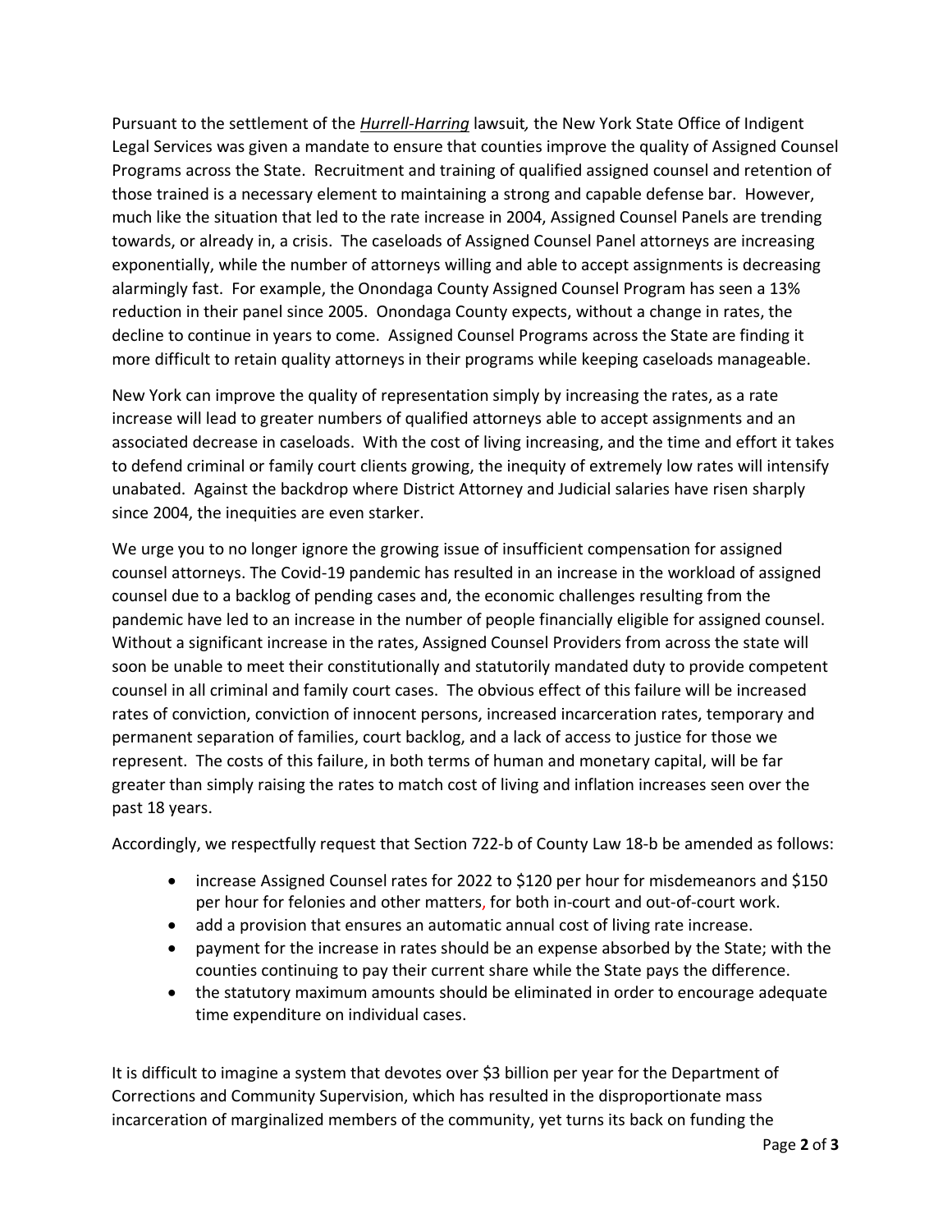Pursuant to the settlement of the ***Hurrell-Harring*** lawsuit*,* the New York State Office of Indigent Legal Services was given a mandate to ensure that counties improve the quality of Assigned Counsel Programs across the State. Recruitment and training of qualified assigned counsel and retention of those trained is a necessary element to maintaining a strong and capable defense bar. However, much like the situation that led to the rate increase in 2004, Assigned Counsel Panels are trending towards, or already in, a crisis. The caseloads of Assigned Counsel Panel attorneys are increasing exponentially, while the number of attorneys willing and able to accept assignments is decreasing alarmingly fast. For example, the Onondaga County Assigned Counsel Program has seen a 13% reduction in their panel since 2005. Onondaga County expects, without a change in rates, the decline to continue in years to come. Assigned Counsel Programs across the State are finding it more difficult to retain quality attorneys in their programs while keeping caseloads manageable.

New York can improve the quality of representation simply by increasing the rates, as a rate increase will lead to greater numbers of qualified attorneys able to accept assignments and an associated decrease in caseloads. With the cost of living increasing, and the time and effort it takes to defend criminal or family court clients growing, the inequity of extremely low rates will intensify unabated. Against the backdrop where District Attorney and Judicial salaries have risen sharply since 2004, the inequities are even starker.

We urge you to no longer ignore the growing issue of insufficient compensation for assigned counsel attorneys. The Covid-19 pandemic has resulted in an increase in the workload of assigned counsel due to a backlog of pending cases and, the economic challenges resulting from the pandemic have led to an increase in the number of people financially eligible for assigned counsel. Without a significant increase in the rates, Assigned Counsel Providers from across the state will soon be unable to meet their constitutionally and statutorily mandated duty to provide competent counsel in all criminal and family court cases. The obvious effect of this failure will be increased rates of conviction, conviction of innocent persons, increased incarceration rates, temporary and permanent separation of families, court backlog, and a lack of access to justice for those we represent. The costs of this failure, in both terms of human and monetary capital, will be far greater than simply raising the rates to match cost of living and inflation increases seen over the past 18 years.

Accordingly, we respectfully request that Section 722-b of County Law 18-b be amended as follows:

- increase Assigned Counsel rates for 2022 to $120 per hour for misdemeanors and $150 per hour for felonies and other matters, for both in-court and out-of-court work.
- add a provision that ensures an automatic annual cost of living rate increase.
- payment for the increase in rates should be an expense absorbed by the State; with the counties continuing to pay their current share while the State pays the difference.
- the statutory maximum amounts should be eliminated in order to encourage adequate time expenditure on individual cases.

It is difficult to imagine a system that devotes over $3 billion per year for the Department of Corrections and Community Supervision, which has resulted in the disproportionate mass incarceration of marginalized members of the community, yet turns its back on funding the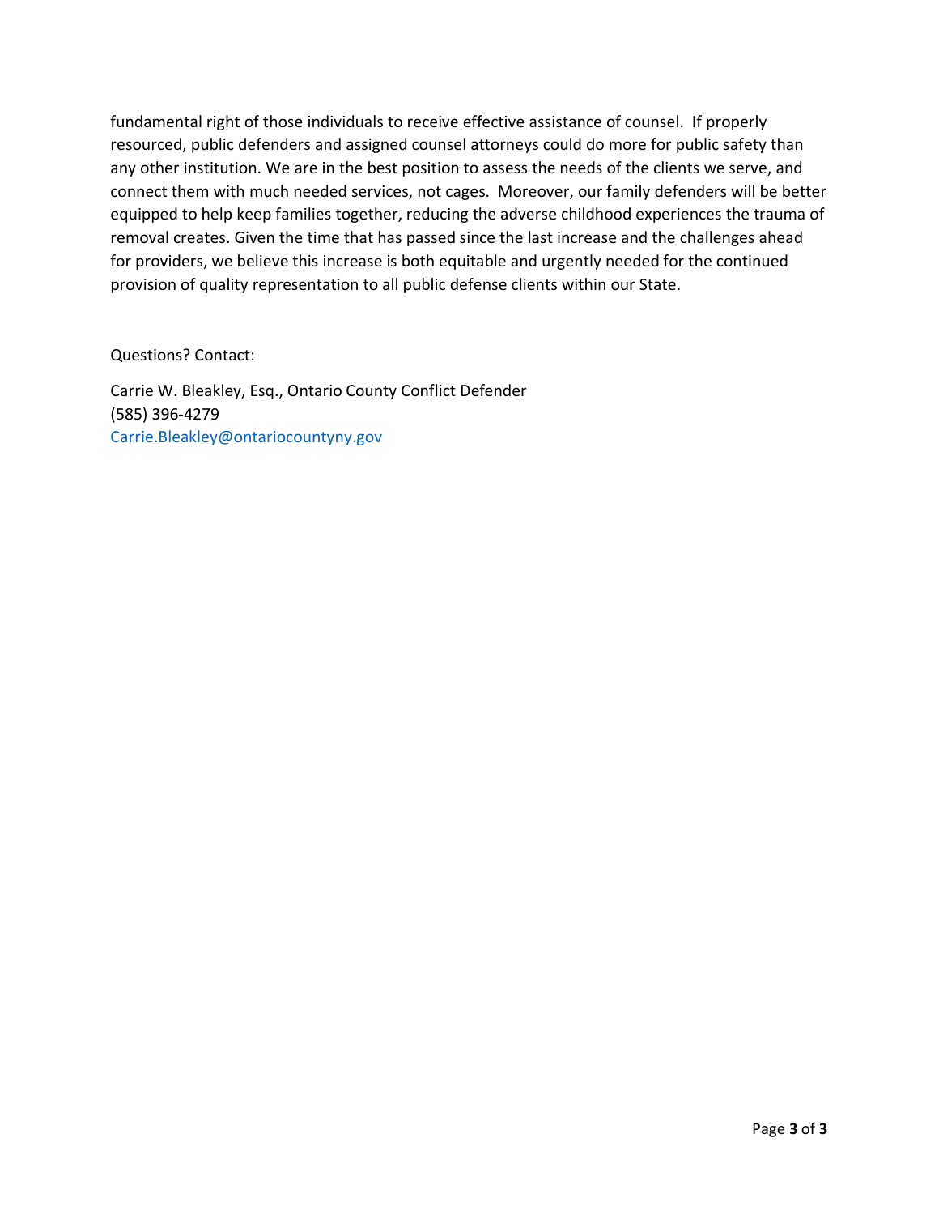fundamental right of those individuals to receive effective assistance of counsel. If properly resourced, public defenders and assigned counsel attorneys could do more for public safety than any other institution. We are in the best position to assess the needs of the clients we serve, and connect them with much needed services, not cages. Moreover, our family defenders will be better equipped to help keep families together, reducing the adverse childhood experiences the trauma of removal creates. Given the time that has passed since the last increase and the challenges ahead for providers, we believe this increase is both equitable and urgently needed for the continued provision of quality representation to all public defense clients within our State.

Questions? Contact:

Carrie W. Bleakley, Esq., Ontario County Conflict Defender
(585) 396-4279
Carrie.Bleakley@ontariocountyny.gov